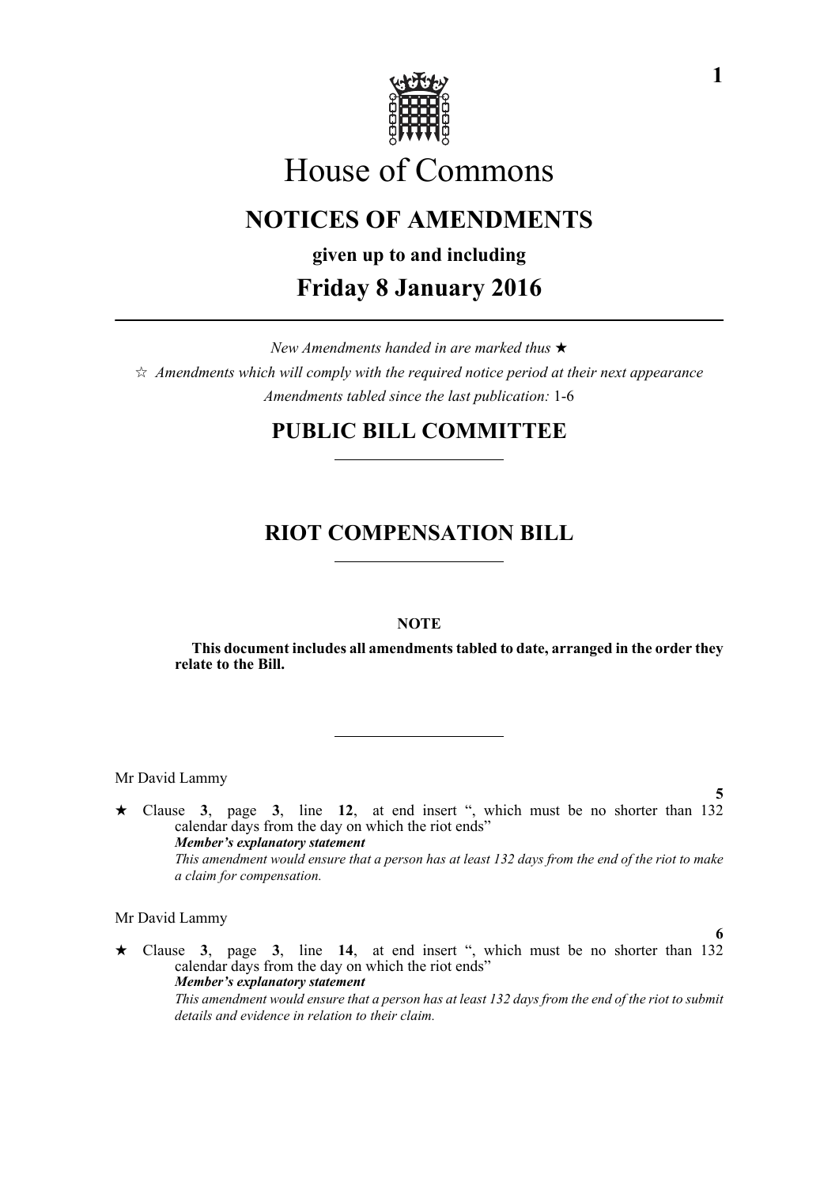# House of Commons

## NOTICES OF AMENDMENTS

**given up to and including**

## Friday 8 January 2016

*New Amendments handed in are marked thus* ★

☆ *Amendments which will comply with the required notice period at their next appearance*

*Amendments tabled since the last publication:* 1-6

## PUBLIC BILL COMMITTEE

## RIOT COMPENSATION BILL

**NOTE**

**This document includes all amendments tabled to date, arranged in the order they relate to the Bill.**

Mr David Lammy

**5**

★ Clause **3**, page **3**, line **12**, at end insert ", which must be no shorter than 132 calendar days from the day on which the riot ends"

***Member's explanatory statement***

*This amendment would ensure that a person has at least 132 days from the end of the riot to make a claim for compensation.*

Mr David Lammy

**6**

★ Clause **3**, page **3**, line **14**, at end insert ", which must be no shorter than 132 calendar days from the day on which the riot ends"

***Member's explanatory statement***

*This amendment would ensure that a person has at least 132 days from the end of the riot to submit details and evidence in relation to their claim.*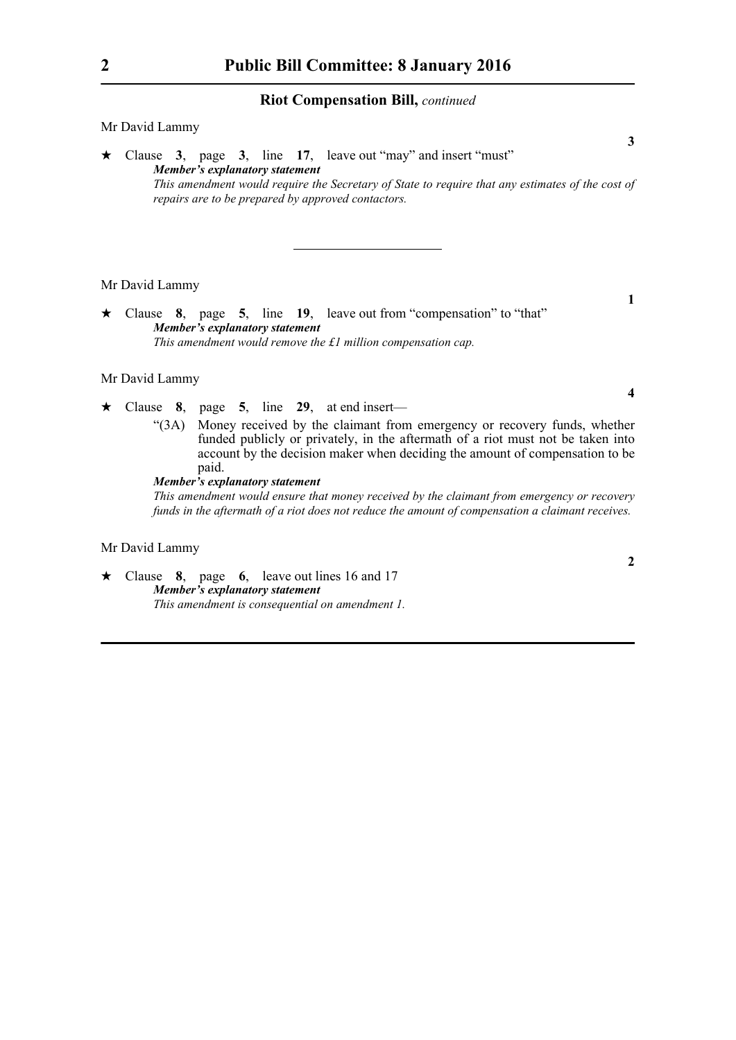**Riot Compensation Bill,** *continued*

Mr David Lammy

**3**

★ Clause **3**, page **3**, line **17**, leave out "may" and insert "must"

***Member's explanatory statement***

*This amendment would require the Secretary of State to require that any estimates of the cost of repairs are to be prepared by approved contactors.*

---

Mr David Lammy

**1**

★ Clause **8**, page **5**, line **19**, leave out from "compensation" to "that"

***Member's explanatory statement***

*This amendment would remove the £1 million compensation cap.*

Mr David Lammy

**4**

★ Clause **8**, page **5**, line **29**, at end insert—

"(3A) Money received by the claimant from emergency or recovery funds, whether funded publicly or privately, in the aftermath of a riot must not be taken into account by the decision maker when deciding the amount of compensation to be paid.

***Member's explanatory statement***

*This amendment would ensure that money received by the claimant from emergency or recovery funds in the aftermath of a riot does not reduce the amount of compensation a claimant receives.*

Mr David Lammy

**2**

★ Clause **8**, page **6**, leave out lines 16 and 17

***Member's explanatory statement***

*This amendment is consequential on amendment 1.*